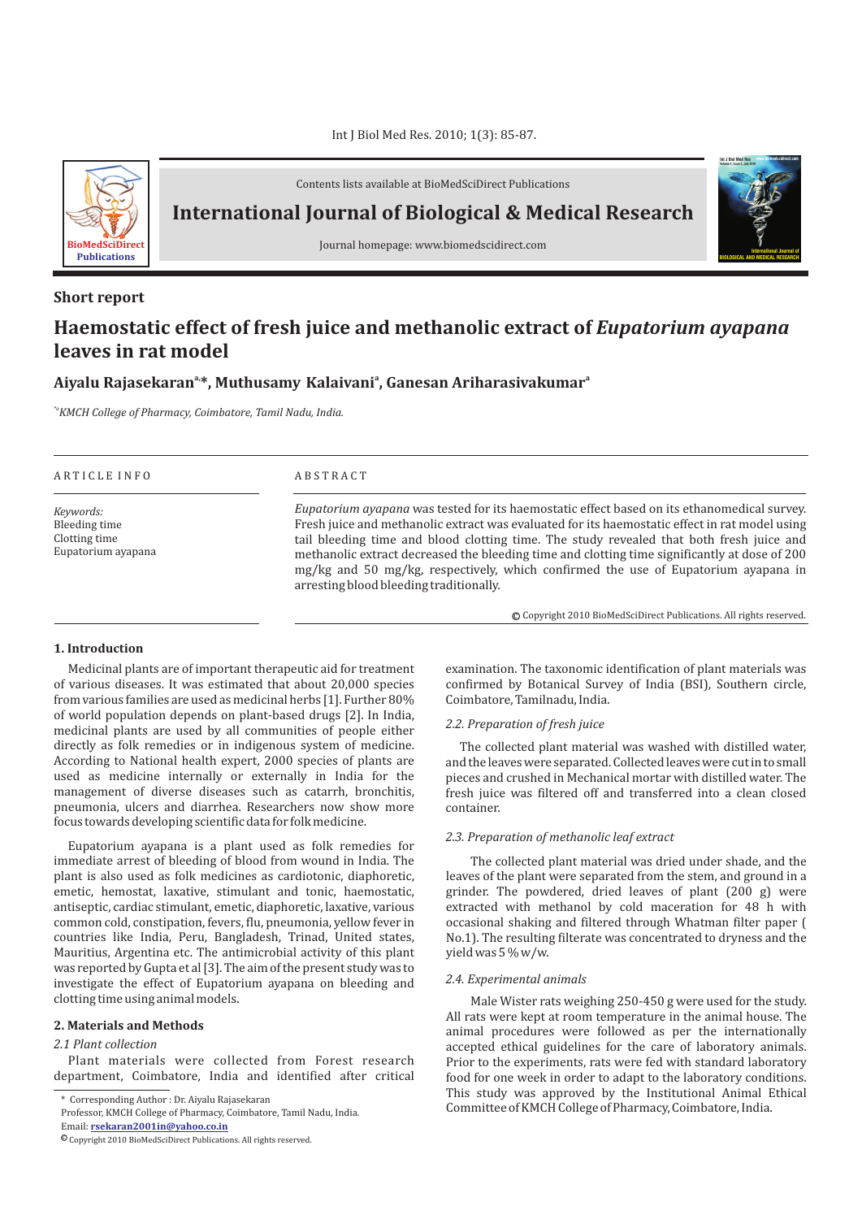Contents lists available at BioMedSciDirect Publications

# International Journal of Biological & Medical Research

Journal homepage: www.biomedscidirect.com

**Short report**

## Haemostatic effect of fresh juice and methanolic extract of *Eupatorium ayapana* leaves in rat model

**Aiyalu Rajasekaran[a,*], Muthusamy Kalaivani[a], Ganesan Ariharasivakumar[a]**

*[a*]KMCH College of Pharmacy, Coimbatore, Tamil Nadu, India.*

ARTICLE INFO

*Keywords:*
Bleeding time
Clotting time
Eupatorium ayapana

ABSTRACT

*Eupatorium ayapana* was tested for its haemostatic effect based on its ethanomedical survey. Fresh juice and methanolic extract was evaluated for its haemostatic effect in rat model using tail bleeding time and blood clotting time. The study revealed that both fresh juice and methanolic extract decreased the bleeding time and clotting time significantly at dose of 200 mg/kg and 50 mg/kg, respectively, which confirmed the use of Eupatorium ayapana in arresting blood bleeding traditionally.

© Copyright 2010 BioMedSciDirect Publications. All rights reserved.

### 1. Introduction

Medicinal plants are of important therapeutic aid for treatment of various diseases. It was estimated that about 20,000 species from various families are used as medicinal herbs [1]. Further 80% of world population depends on plant-based drugs [2]. In India, medicinal plants are used by all communities of people either directly as folk remedies or in indigenous system of medicine. According to National health expert, 2000 species of plants are used as medicine internally or externally in India for the management of diverse diseases such as catarrh, bronchitis, pneumonia, ulcers and diarrhea. Researchers now show more focus towards developing scientific data for folk medicine.

Eupatorium ayapana is a plant used as folk remedies for immediate arrest of bleeding of blood from wound in India. The plant is also used as folk medicines as cardiotonic, diaphoretic, emetic, hemostat, laxative, stimulant and tonic, haemostatic, antiseptic, cardiac stimulant, emetic, diaphoretic, laxative, various common cold, constipation, fevers, flu, pneumonia, yellow fever in countries like India, Peru, Bangladesh, Trinad, United states, Mauritius, Argentina etc. The antimicrobial activity of this plant was reported by Gupta et al [3]. The aim of the present study was to investigate the effect of Eupatorium ayapana on bleeding and clotting time using animal models.

### 2. Materials and Methods

*2.1 Plant collection*

Plant materials were collected from Forest research department, Coimbatore, India and identified after critical examination. The taxonomic identification of plant materials was confirmed by Botanical Survey of India (BSI), Southern circle, Coimbatore, Tamilnadu, India.

*2.2. Preparation of fresh juice*

The collected plant material was washed with distilled water, and the leaves were separated. Collected leaves were cut in to small pieces and crushed in Mechanical mortar with distilled water. The fresh juice was filtered off and transferred into a clean closed container.

*2.3. Preparation of methanolic leaf extract*

The collected plant material was dried under shade, and the leaves of the plant were separated from the stem, and ground in a grinder. The powdered, dried leaves of plant (200 g) were extracted with methanol by cold maceration for 48 h with occasional shaking and filtered through Whatman filter paper ( No.1). The resulting filterate was concentrated to dryness and the yield was 5 % w/w.

*2.4. Experimental animals*

Male Wister rats weighing 250-450 g were used for the study. All rats were kept at room temperature in the animal house. The animal procedures were followed as per the internationally accepted ethical guidelines for the care of laboratory animals. Prior to the experiments, rats were fed with standard laboratory food for one week in order to adapt to the laboratory conditions. This study was approved by the Institutional Animal Ethical Committee of KMCH College of Pharmacy, Coimbatore, India.

\* Corresponding Author : Dr. Aiyalu Rajasekaran
Professor, KMCH College of Pharmacy, Coimbatore, Tamil Nadu, India.
Email: **rsekaran2001in@yahoo.co.in**

© Copyright 2010 BioMedSciDirect Publications. All rights reserved.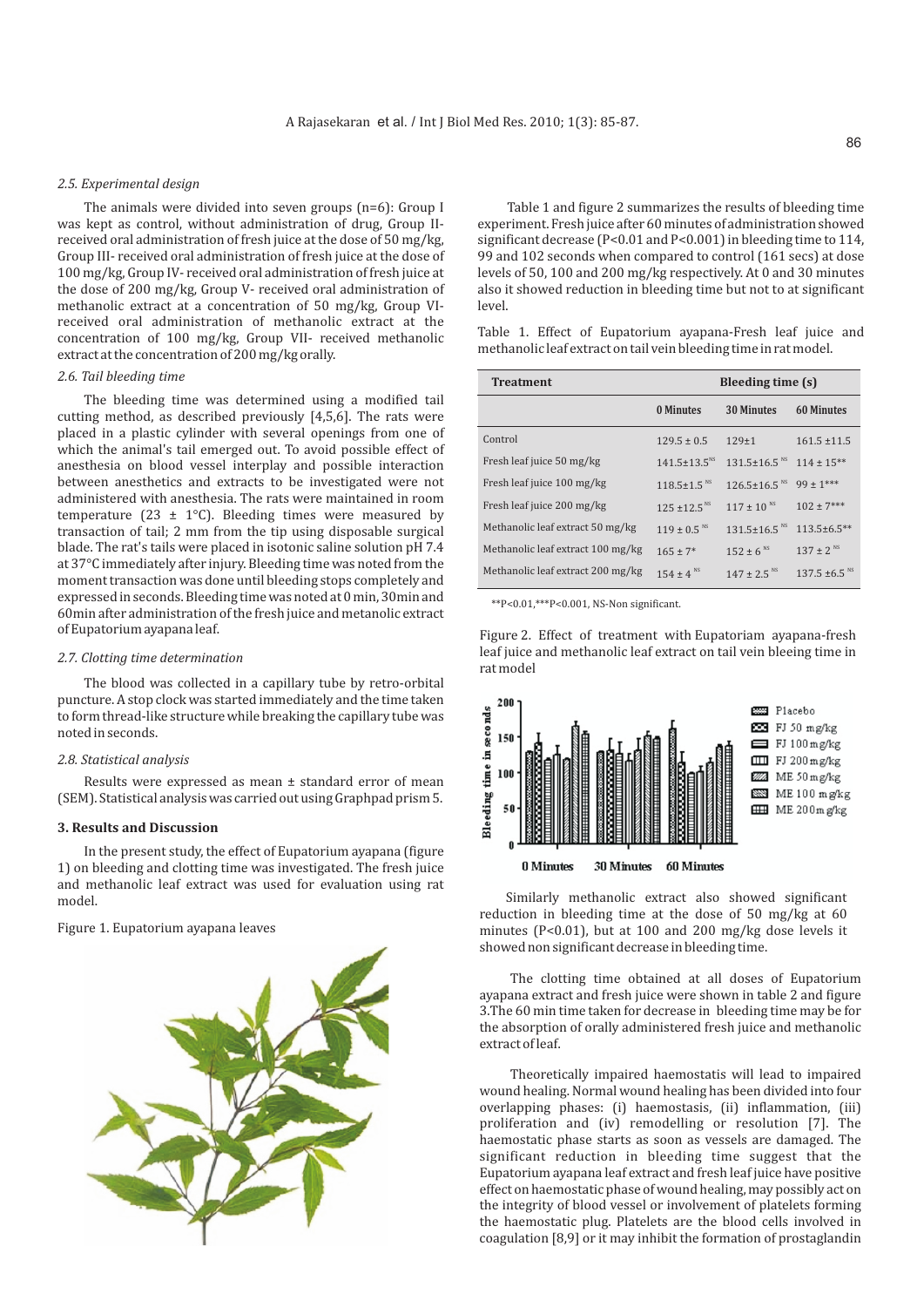### 2.5. Experimental design

The animals were divided into seven groups (n=6): Group I was kept as control, without administration of drug, Group II- received oral administration of fresh juice at the dose of 50 mg/kg, Group III- received oral administration of fresh juice at the dose of 100 mg/kg, Group IV- received oral administration of fresh juice at the dose of 200 mg/kg, Group V- received oral administration of methanolic extract at a concentration of 50 mg/kg, Group VI- received oral administration of methanolic extract at the concentration of 100 mg/kg, Group VII- received methanolic extract at the concentration of 200 mg/kg orally.

### 2.6. Tail bleeding time

The bleeding time was determined using a modified tail cutting method, as described previously [4,5,6]. The rats were placed in a plastic cylinder with several openings from one of which the animal's tail emerged out. To avoid possible effect of anesthesia on blood vessel interplay and possible interaction between anesthetics and extracts to be investigated were not administered with anesthesia. The rats were maintained in room temperature (23 ± 1°C). Bleeding times were measured by transaction of tail; 2 mm from the tip using disposable surgical blade. The rat's tails were placed in isotonic saline solution pH 7.4 at 37°C immediately after injury. Bleeding time was noted from the moment transaction was done until bleeding stops completely and expressed in seconds. Bleeding time was noted at 0 min, 30min and 60min after administration of the fresh juice and metanolic extract of Eupatorium ayapana leaf.

### 2.7. Clotting time determination

The blood was collected in a capillary tube by retro-orbital puncture. A stop clock was started immediately and the time taken to form thread-like structure while breaking the capillary tube was noted in seconds.

### 2.8. Statistical analysis

Results were expressed as mean ± standard error of mean (SEM). Statistical analysis was carried out using Graphpad prism 5.

## 3. Results and Discussion

In the present study, the effect of Eupatorium ayapana (figure 1) on bleeding and clotting time was investigated. The fresh juice and methanolic leaf extract was used for evaluation using rat model.

Figure 1. Eupatorium ayapana leaves

Table 1 and figure 2 summarizes the results of bleeding time experiment. Fresh juice after 60 minutes of administration showed significant decrease (P<0.01 and P<0.001) in bleeding time to 114, 99 and 102 seconds when compared to control (161 secs) at dose levels of 50, 100 and 200 mg/kg respectively. At 0 and 30 minutes also it showed reduction in bleeding time but not to at significant level.

Table 1. Effect of Eupatorium ayapana-Fresh leaf juice and methanolic leaf extract on tail vein bleeding time in rat model.

| Treatment | Bleeding time (s) | | |
|---|---|---|---|
| | 0 Minutes | 30 Minutes | 60 Minutes |
| Control | 129.5 ± 0.5 | 129±1 | 161.5 ±11.5 |
| Fresh leaf juice 50 mg/kg | 141.5±13.5[NS] | 131.5±16.5 [NS] | 114 ± 15** |
| Fresh leaf juice 100 mg/kg | 118.5±1.5 [NS] | 126.5±16.5 [NS] | 99 ± 1*** |
| Fresh leaf juice 200 mg/kg | 125 ±12.5 [NS] | 117 ± 10 [NS] | 102 ± 7*** |
| Methanolic leaf extract 50 mg/kg | 119 ± 0.5 [NS] | 131.5±16.5 [NS] | 113.5±6.5** |
| Methanolic leaf extract 100 mg/kg | 165 ± 7* | 152 ± 6 [NS] | 137 ± 2 [NS] |
| Methanolic leaf extract 200 mg/kg | 154 ± 4 [NS] | 147 ± 2.5 [NS] | 137.5 ±6.5 [NS] |

**P<0.01,***P<0.001, NS-Non significant.

Figure 2. Effect of treatment with Eupatoriam ayapana-fresh leaf juice and methanolic leaf extract on tail vein bleeing time in rat model

Similarly methanolic extract also showed significant reduction in bleeding time at the dose of 50 mg/kg at 60 minutes (P<0.01), but at 100 and 200 mg/kg dose levels it showed non significant decrease in bleeding time.

The clotting time obtained at all doses of Eupatorium ayapana extract and fresh juice were shown in table 2 and figure 3.The 60 min time taken for decrease in bleeding time may be for the absorption of orally administered fresh juice and methanolic extract of leaf.

Theoretically impaired haemostatis will lead to impaired wound healing. Normal wound healing has been divided into four overlapping phases: (i) haemostasis, (ii) inflammation, (iii) proliferation and (iv) remodelling or resolution [7]. The haemostatic phase starts as soon as vessels are damaged. The significant reduction in bleeding time suggest that the Eupatorium ayapana leaf extract and fresh leaf juice have positive effect on haemostatic phase of wound healing, may possibly act on the integrity of blood vessel or involvement of platelets forming the haemostatic plug. Platelets are the blood cells involved in coagulation [8,9] or it may inhibit the formation of prostaglandin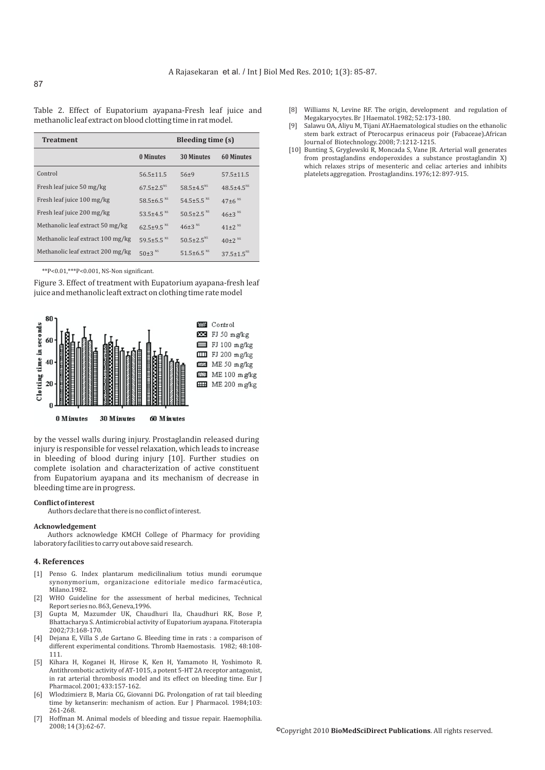Table 2. Effect of Eupatorium ayapana-Fresh leaf juice and methanolic leaf extract on blood clotting time in rat model.

| Treatment | Bleeding time (s) | | |
|---|---|---|---|
| | 0 Minutes | 30 Minutes | 60 Minutes |
| Control | 56.5±11.5 | 56±9 | 57.5±11.5 |
| Fresh leaf juice 50 mg/kg | 67.5±2.5[NS] | 58.5±4.5[NS] | 48.5±4.5[NS] |
| Fresh leaf juice 100 mg/kg | 58.5±6.5 [NS] | 54.5±5.5 [NS] | 47±6 [NS] |
| Fresh leaf juice 200 mg/kg | 53.5±4.5 [NS] | 50.5±2.5 [NS] | 46±3 [NS] |
| Methanolic leaf extract 50 mg/kg | 62.5±9.5 [NS] | 46±3 [NS] | 41±2 [NS] |
| Methanolic leaf extract 100 mg/kg | 59.5±5.5 [NS] | 50.5±2.5[NS] | 40±2 [NS] |
| Methanolic leaf extract 200 mg/kg | 50±3 [NS] | 51.5±6.5 [NS] | 37.5±1.5[NS] |

**P<0.01,***P<0.001, NS-Non significant.

Figure 3. Effect of treatment with Eupatorium ayapana-fresh leaf juice and methanolic leaft extract on clothing time rate model

Clotting time in seconds
80
60
40
20
0
0 Minutes
30 Minutes
60 Minutes
Control
FJ 50 mg/kg
FJ 100 mg/kg
FJ 200 mg/kg
ME 50 mg/kg
ME 100 mg/kg
ME 200 mg/kg

by the vessel walls during injury. Prostaglandin released during injury is responsible for vessel relaxation, which leads to increase in bleeding of blood during injury [10]. Further studies on complete isolation and characterization of active constituent from Eupatorium ayapana and its mechanism of decrease in bleeding time are in progress.

**Conflict of interest**

Authors declare that there is no conflict of interest.

**Acknowledgement**

Authors acknowledge KMCH College of Pharmacy for providing laboratory facilities to carry out above said research.

## 4. References

- [1] Penso G. Index plantarum medicilinalium totius mundi eorumque synonymorium, organizacione editoriale medico farmacéutica, Milano.1982.
- [2] WHO Guideline for the assessment of herbal medicines, Technical Report series no. 863, Geneva,1996.
- [3] Gupta M, Mazumder UK, Chaudhuri Ila, Chaudhuri RK, Bose P, Bhattacharya S. Antimicrobial activity of Eupatorium ayapana. Fitoterapia 2002;73:168-170.
- [4] Dejana E, Villa S ,de Gartano G. Bleeding time in rats : a comparison of different experimental conditions. Thromb Haemostasis. 1982; 48:108-111.
- [5] Kihara H, Koganei H, Hirose K, Ken H, Yamamoto H, Yoshimoto R. Antithrombotic activity of AT-1015, a potent 5-HT 2A receptor antagonist, in rat arterial thrombosis model and its effect on bleeding time. Eur J Pharmacol. 2001; 433:157-162.
- [6] Wlodzimierz B, Maria CG, Giovanni DG. Prolongation of rat tail bleeding time by ketanserin: mechanism of action. Eur J Pharmacol. 1984;103: 261-268.
- [7] Hoffman M. Animal models of bleeding and tissue repair. Haemophilia. 2008; 14 (3):62-67.
- [8] Williams N, Levine RF. The origin, development and regulation of Megakaryocytes. Br J Haematol. 1982; 52:173-180.
- [9] Salawu OA, Aliyu M, Tijani AY.Haematological studies on the ethanolic stem bark extract of Pterocarpus erinaceus poir (Fabaceae).African Journal of Biotechnology. 2008; 7:1212-1215.
- [10] Bunting S, Gryglewski R, Moncada S, Vane JR. Arterial wall generates from prostaglandins endoperoxides a substance prostaglandin X) which relaxes strips of mesenteric and celiac arteries and inhibits platelets aggregation. Prostaglandins. 1976;12: 897-915.